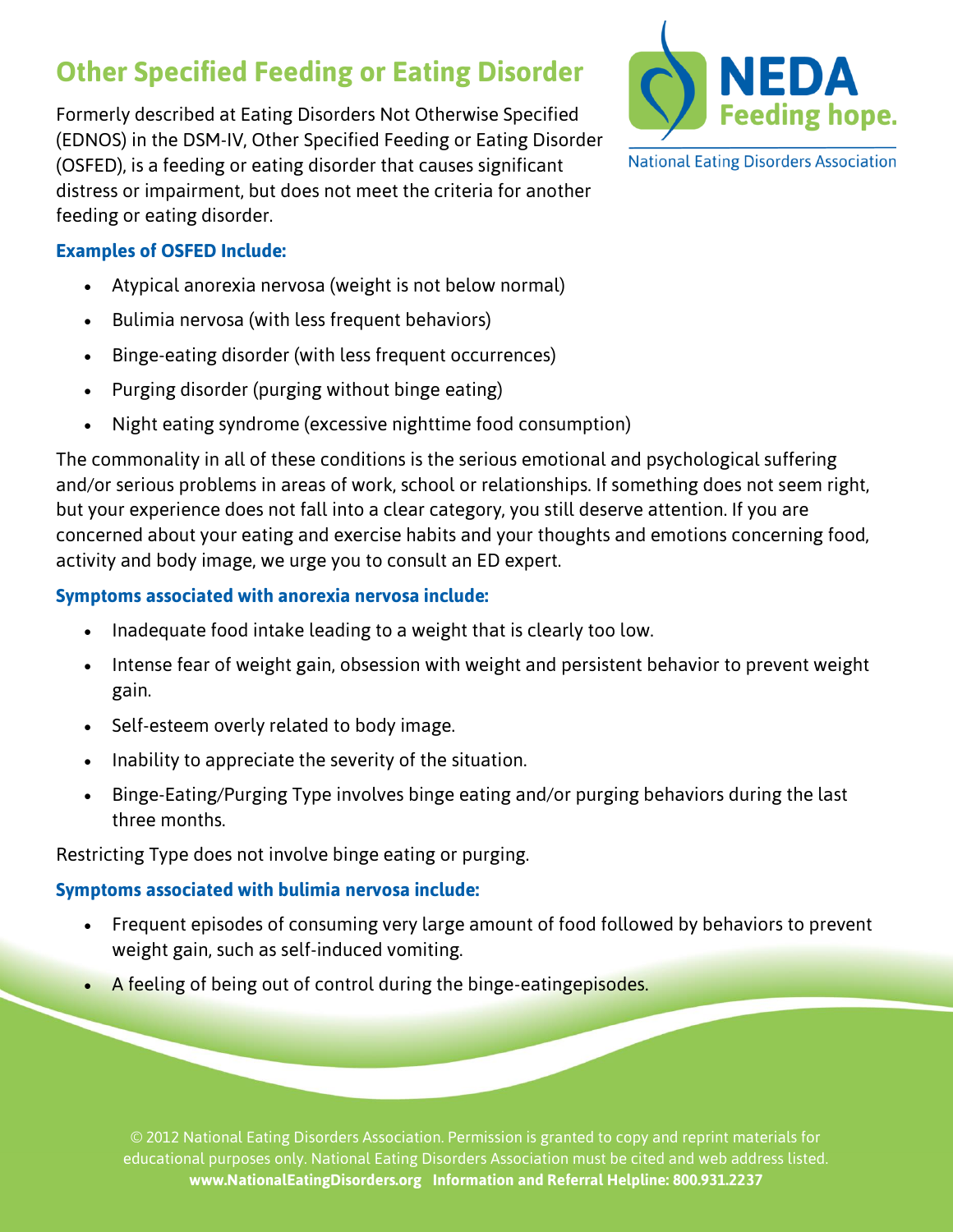# Other Specified Feeding or Eating Disorder

NEDA Feeding hope.
National Eating Disorders Association

Formerly described at Eating Disorders Not Otherwise Specified (EDNOS) in the DSM-IV, Other Specified Feeding or Eating Disorder (OSFED), is a feeding or eating disorder that causes significant distress or impairment, but does not meet the criteria for another feeding or eating disorder.

### Examples of OSFED Include:

- Atypical anorexia nervosa (weight is not below normal)
- Bulimia nervosa (with less frequent behaviors)
- Binge-eating disorder (with less frequent occurrences)
- Purging disorder (purging without binge eating)
- Night eating syndrome (excessive nighttime food consumption)

The commonality in all of these conditions is the serious emotional and psychological suffering and/or serious problems in areas of work, school or relationships. If something does not seem right, but your experience does not fall into a clear category, you still deserve attention. If you are concerned about your eating and exercise habits and your thoughts and emotions concerning food, activity and body image, we urge you to consult an ED expert.

### Symptoms associated with anorexia nervosa include:

- Inadequate food intake leading to a weight that is clearly too low.
- Intense fear of weight gain, obsession with weight and persistent behavior to prevent weight gain.
- Self-esteem overly related to body image.
- Inability to appreciate the severity of the situation.
- Binge-Eating/Purging Type involves binge eating and/or purging behaviors during the last three months.

Restricting Type does not involve binge eating or purging.

### Symptoms associated with bulimia nervosa include:

- Frequent episodes of consuming very large amount of food followed by behaviors to prevent weight gain, such as self-induced vomiting.
- A feeling of being out of control during the binge-eatingepisodes.

© 2012 National Eating Disorders Association. Permission is granted to copy and reprint materials for educational purposes only. National Eating Disorders Association must be cited and web address listed.
**www.NationalEatingDisorders.org Information and Referral Helpline: 800.931.2237**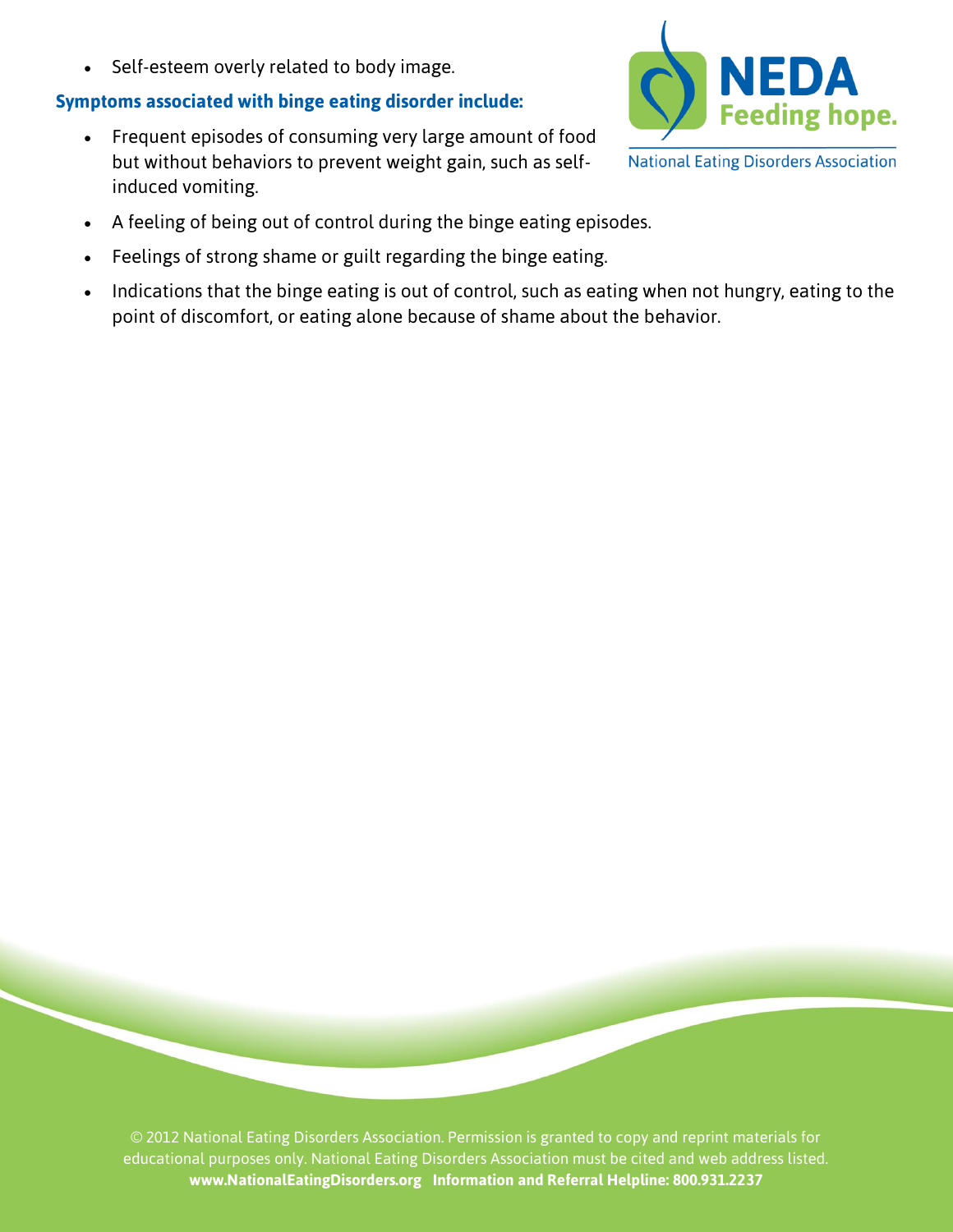- Self-esteem overly related to body image.

**Symptoms associated with binge eating disorder include:**

- Frequent episodes of consuming very large amount of food but without behaviors to prevent weight gain, such as self-induced vomiting.
- A feeling of being out of control during the binge eating episodes.
- Feelings of strong shame or guilt regarding the binge eating.
- Indications that the binge eating is out of control, such as eating when not hungry, eating to the point of discomfort, or eating alone because of shame about the behavior.

© 2012 National Eating Disorders Association. Permission is granted to copy and reprint materials for educational purposes only. National Eating Disorders Association must be cited and web address listed.
**www.NationalEatingDisorders.org Information and Referral Helpline: 800.931.2237**